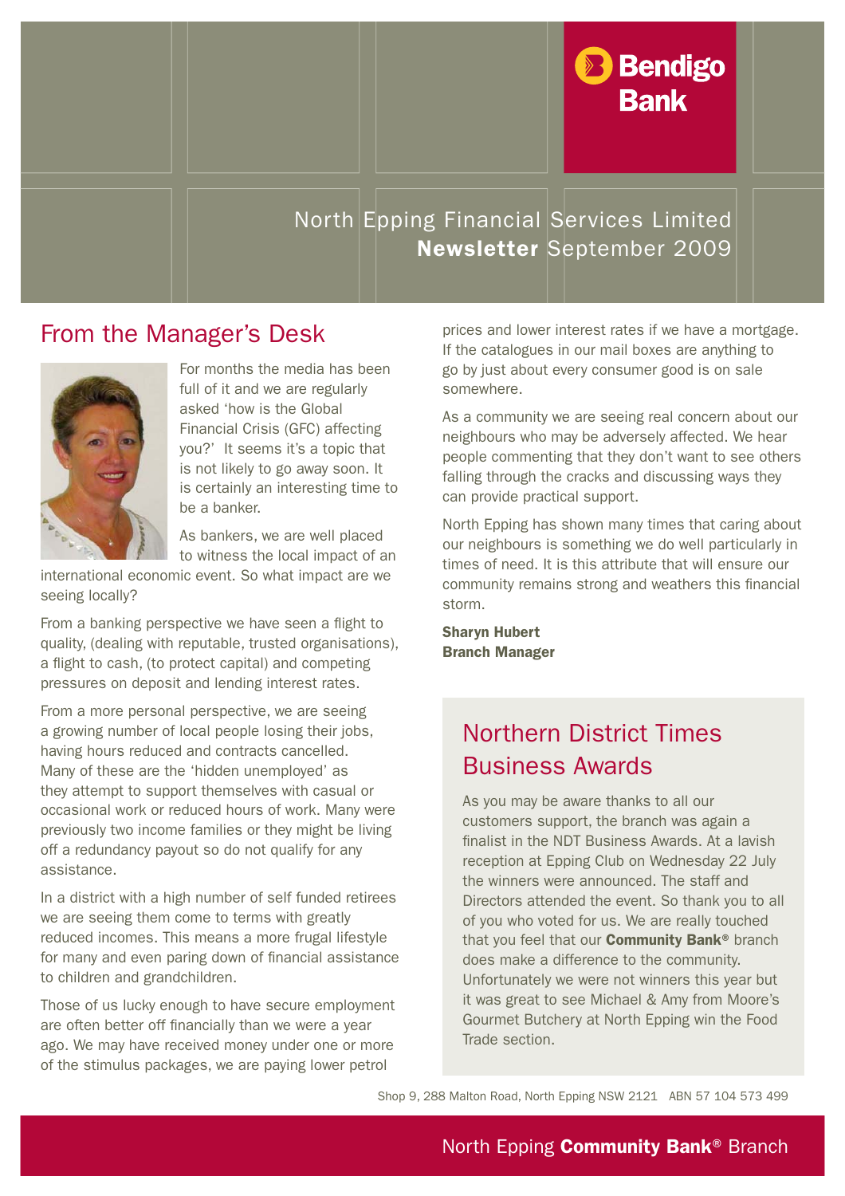Bendigo Bank

North Epping Financial Services Limited
**Newsletter** September 2009

## From the Manager's Desk

For months the media has been full of it and we are regularly asked 'how is the Global Financial Crisis (GFC) affecting you?' It seems it's a topic that is not likely to go away soon. It is certainly an interesting time to be a banker.

As bankers, we are well placed to witness the local impact of an international economic event. So what impact are we seeing locally?

From a banking perspective we have seen a flight to quality, (dealing with reputable, trusted organisations), a flight to cash, (to protect capital) and competing pressures on deposit and lending interest rates.

From a more personal perspective, we are seeing a growing number of local people losing their jobs, having hours reduced and contracts cancelled. Many of these are the 'hidden unemployed' as they attempt to support themselves with casual or occasional work or reduced hours of work. Many were previously two income families or they might be living off a redundancy payout so do not qualify for any assistance.

In a district with a high number of self funded retirees we are seeing them come to terms with greatly reduced incomes. This means a more frugal lifestyle for many and even paring down of financial assistance to children and grandchildren.

Those of us lucky enough to have secure employment are often better off financially than we were a year ago. We may have received money under one or more of the stimulus packages, we are paying lower petrol prices and lower interest rates if we have a mortgage. If the catalogues in our mail boxes are anything to go by just about every consumer good is on sale somewhere.

As a community we are seeing real concern about our neighbours who may be adversely affected. We hear people commenting that they don't want to see others falling through the cracks and discussing ways they can provide practical support.

North Epping has shown many times that caring about our neighbours is something we do well particularly in times of need. It is this attribute that will ensure our community remains strong and weathers this financial storm.

**Sharyn Hubert**
**Branch Manager**

## Northern District Times Business Awards

As you may be aware thanks to all our customers support, the branch was again a finalist in the NDT Business Awards. At a lavish reception at Epping Club on Wednesday 22 July the winners were announced. The staff and Directors attended the event. So thank you to all of you who voted for us. We are really touched that you feel that our **Community Bank®** branch does make a difference to the community. Unfortunately we were not winners this year but it was great to see Michael & Amy from Moore's Gourmet Butchery at North Epping win the Food Trade section.

Shop 9, 288 Malton Road, North Epping NSW 2121 ABN 57 104 573 499

North Epping **Community Bank®** Branch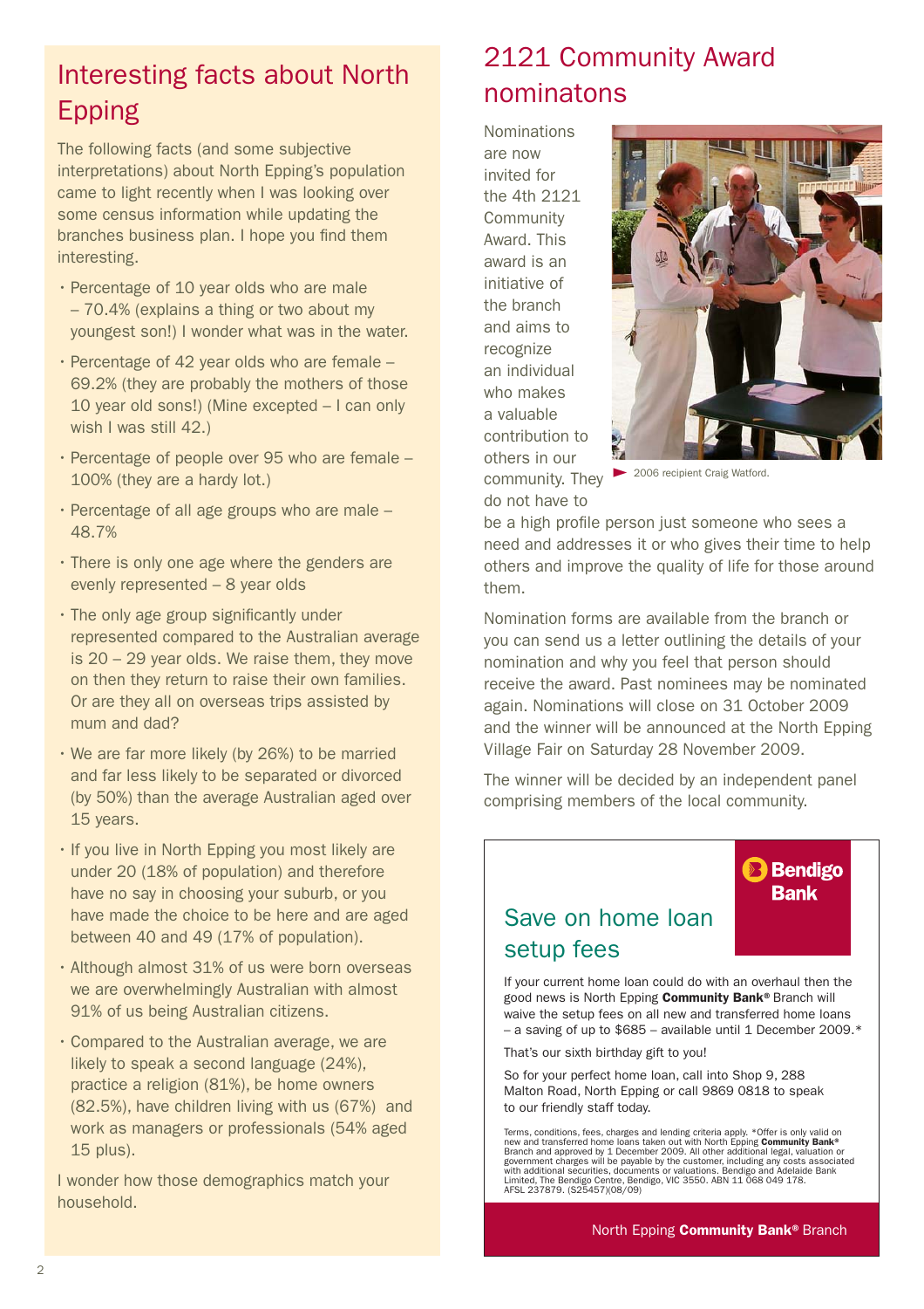## Interesting facts about North Epping

The following facts (and some subjective interpretations) about North Epping's population came to light recently when I was looking over some census information while updating the branches business plan. I hope you find them interesting.

- Percentage of 10 year olds who are male – 70.4% (explains a thing or two about my youngest son!) I wonder what was in the water.
- Percentage of 42 year olds who are female – 69.2% (they are probably the mothers of those 10 year old sons!) (Mine excepted – I can only wish I was still 42.)
- Percentage of people over 95 who are female – 100% (they are a hardy lot.)
- Percentage of all age groups who are male – 48.7%
- There is only one age where the genders are evenly represented – 8 year olds
- The only age group significantly under represented compared to the Australian average is 20 – 29 year olds. We raise them, they move on then they return to raise their own families. Or are they all on overseas trips assisted by mum and dad?
- We are far more likely (by 26%) to be married and far less likely to be separated or divorced (by 50%) than the average Australian aged over 15 years.
- If you live in North Epping you most likely are under 20 (18% of population) and therefore have no say in choosing your suburb, or you have made the choice to be here and are aged between 40 and 49 (17% of population).
- Although almost 31% of us were born overseas we are overwhelmingly Australian with almost 91% of us being Australian citizens.
- Compared to the Australian average, we are likely to speak a second language (24%), practice a religion (81%), be home owners (82.5%), have children living with us (67%) and work as managers or professionals (54% aged 15 plus).

I wonder how those demographics match your household.

## 2121 Community Award nominatons

Nominations are now invited for the 4th 2121 Community Award. This award is an initiative of the branch and aims to recognize an individual who makes a valuable contribution to others in our community. They do not have to be a high profile person just someone who sees a need and addresses it or who gives their time to help others and improve the quality of life for those around them.

2006 recipient Craig Watford.

Nomination forms are available from the branch or you can send us a letter outlining the details of your nomination and why you feel that person should receive the award. Past nominees may be nominated again. Nominations will close on 31 October 2009 and the winner will be announced at the North Epping Village Fair on Saturday 28 November 2009.

The winner will be decided by an independent panel comprising members of the local community.

Bendigo Bank

### Save on home loan setup fees

If your current home loan could do with an overhaul then the good news is North Epping **Community Bank**® Branch will waive the setup fees on all new and transferred home loans – a saving of up to $685 – available until 1 December 2009.*

That's our sixth birthday gift to you!

So for your perfect home loan, call into Shop 9, 288 Malton Road, North Epping or call 9869 0818 to speak to our friendly staff today.

Terms, conditions, fees, charges and lending criteria apply. *Offer is only valid on new and transferred home loans taken out with North Epping **Community Bank**® Branch and approved by 1 December 2009. All other additional legal, valuation or government charges will be payable by the customer, including any costs associated with additional securities, documents or valuations. Bendigo and Adelaide Bank Limited, The Bendigo Centre, Bendigo, VIC 3550. ABN 11 068 049 178. AFSL 237879. (S25457)(08/09)

North Epping **Community Bank**® Branch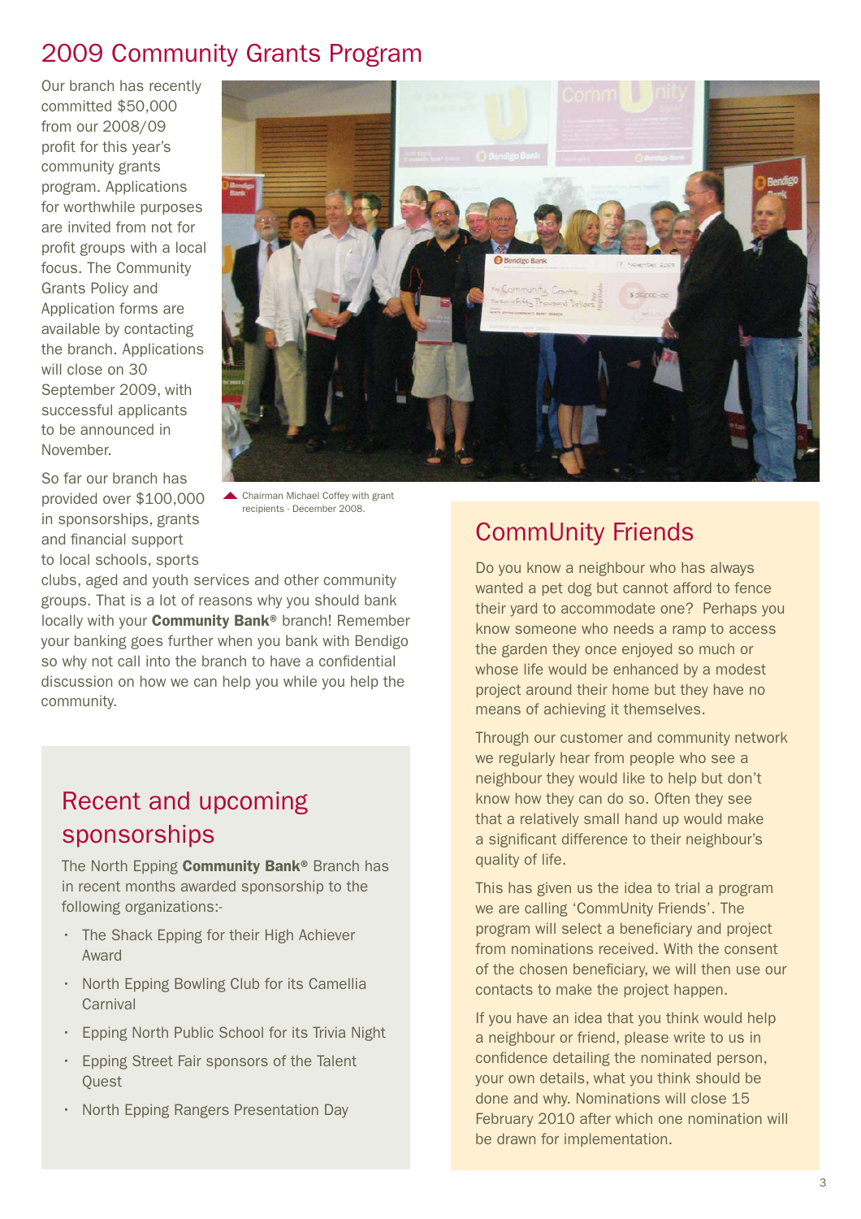# 2009 Community Grants Program

Our branch has recently committed $50,000 from our 2008/09 profit for this year's community grants program. Applications for worthwhile purposes are invited from not for profit groups with a local focus. The Community Grants Policy and Application forms are available by contacting the branch. Applications will close on 30 September 2009, with successful applicants to be announced in November.

Chairman Michael Coffey with grant recipients - December 2008.

So far our branch has provided over $100,000 in sponsorships, grants and financial support to local schools, sports clubs, aged and youth services and other community groups. That is a lot of reasons why you should bank locally with your **Community Bank®** branch! Remember your banking goes further when you bank with Bendigo so why not call into the branch to have a confidential discussion on how we can help you while you help the community.

## Recent and upcoming sponsorships

The North Epping **Community Bank®** Branch has in recent months awarded sponsorship to the following organizations:-

- The Shack Epping for their High Achiever Award
- North Epping Bowling Club for its Camellia Carnival
- Epping North Public School for its Trivia Night
- Epping Street Fair sponsors of the Talent Quest
- North Epping Rangers Presentation Day

## CommUnity Friends

Do you know a neighbour who has always wanted a pet dog but cannot afford to fence their yard to accommodate one? Perhaps you know someone who needs a ramp to access the garden they once enjoyed so much or whose life would be enhanced by a modest project around their home but they have no means of achieving it themselves.

Through our customer and community network we regularly hear from people who see a neighbour they would like to help but don't know how they can do so. Often they see that a relatively small hand up would make a significant difference to their neighbour's quality of life.

This has given us the idea to trial a program we are calling 'CommUnity Friends'. The program will select a beneficiary and project from nominations received. With the consent of the chosen beneficiary, we will then use our contacts to make the project happen.

If you have an idea that you think would help a neighbour or friend, please write to us in confidence detailing the nominated person, your own details, what you think should be done and why. Nominations will close 15 February 2010 after which one nomination will be drawn for implementation.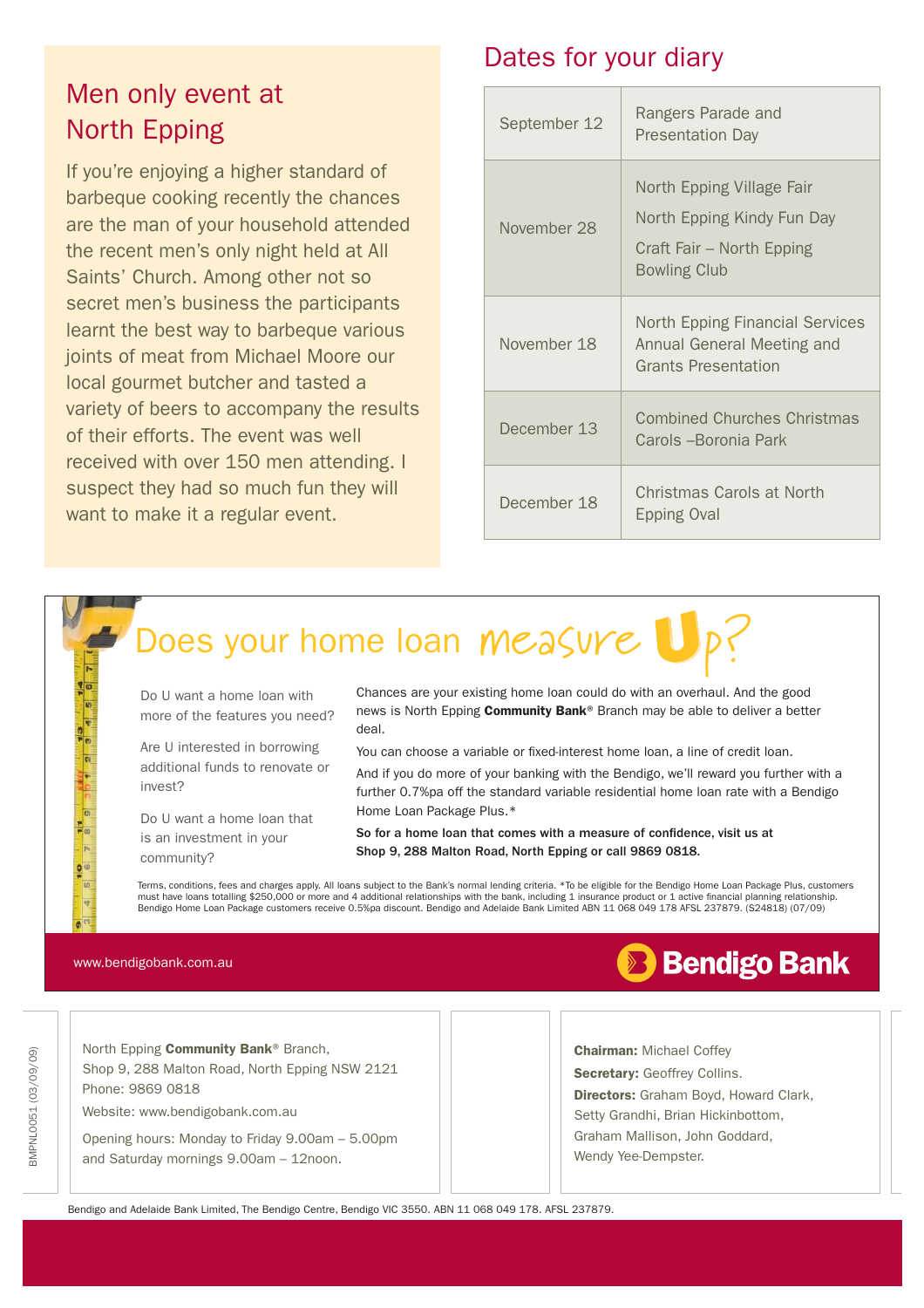## Men only event at North Epping

If you're enjoying a higher standard of barbeque cooking recently the chances are the man of your household attended the recent men's only night held at All Saints' Church. Among other not so secret men's business the participants learnt the best way to barbeque various joints of meat from Michael Moore our local gourmet butcher and tasted a variety of beers to accompany the results of their efforts. The event was well received with over 150 men attending. I suspect they had so much fun they will want to make it a regular event.

## Dates for your diary

| | |
|---|---|
| September 12 | Rangers Parade and Presentation Day |
| November 28 | North Epping Village Fair<br>North Epping Kindy Fun Day<br>Craft Fair – North Epping Bowling Club |
| November 18 | North Epping Financial Services Annual General Meeting and Grants Presentation |
| December 13 | Combined Churches Christmas Carols –Boronia Park |
| December 18 | Christmas Carols at North Epping Oval |

## Does your home loan measure Up?

Do U want a home loan with more of the features you need?

Are U interested in borrowing additional funds to renovate or invest?

Do U want a home loan that is an investment in your community?

Chances are your existing home loan could do with an overhaul. And the good news is North Epping **Community Bank**® Branch may be able to deliver a better deal.

You can choose a variable or fixed-interest home loan, a line of credit loan.

And if you do more of your banking with the Bendigo, we'll reward you further with a further 0.7%pa off the standard variable residential home loan rate with a Bendigo Home Loan Package Plus.*

**So for a home loan that comes with a measure of confidence, visit us at Shop 9, 288 Malton Road, North Epping or call 9869 0818.**

Terms, conditions, fees and charges apply. All loans subject to the Bank's normal lending criteria. *To be eligible for the Bendigo Home Loan Package Plus, customers must have loans totalling $250,000 or more and 4 additional relationships with the bank, including 1 insurance product or 1 active financial planning relationship. Bendigo Home Loan Package customers receive 0.5%pa discount. Bendigo and Adelaide Bank Limited ABN 11 068 049 178 AFSL 237879. (S24818) (07/09)

www.bendigobank.com.au

Bendigo Bank

North Epping **Community Bank**® Branch,
Shop 9, 288 Malton Road, North Epping NSW 2121
Phone: 9869 0818

Website: www.bendigobank.com.au

Opening hours: Monday to Friday 9.00am – 5.00pm and Saturday mornings 9.00am – 12noon.

**Chairman:** Michael Coffey
**Secretary:** Geoffrey Collins.
**Directors:** Graham Boyd, Howard Clark, Setty Grandhi, Brian Hickinbottom, Graham Mallison, John Goddard, Wendy Yee-Dempster.

BMPNL0051 (03/09/09)

Bendigo and Adelaide Bank Limited, The Bendigo Centre, Bendigo VIC 3550. ABN 11 068 049 178. AFSL 237879.